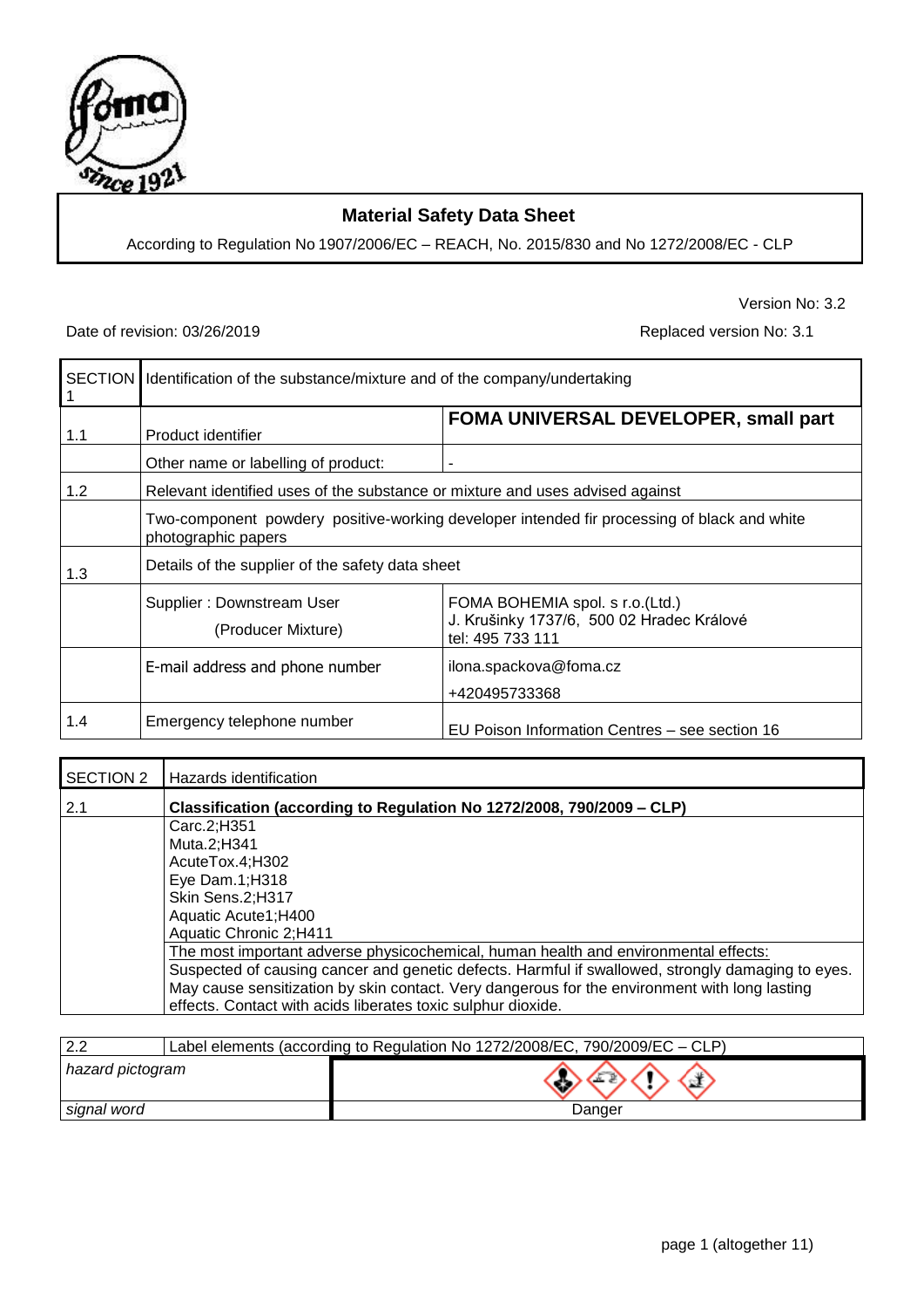# Material Safety Data Sheet

According to Regulation No 1907/2006/EC – REACH, No. 2015/830 and No 1272/2008/EC - CLP

Version No: 3.2

Date of revision: 03/26/2019 | Replaced version No: 3.1

| SECTION 1 | Identification of the substance/mixture and of the company/undertaking | |
|---|---|---|
| 1.1 | Product identifier | **FOMA UNIVERSAL DEVELOPER, small part** |
| | Other name or labelling of product: | - |
| 1.2 | Relevant identified uses of the substance or mixture and uses advised against | |
| | Two-component powdery positive-working developer intended fir processing of black and white photographic papers | |
| 1.3 | Details of the supplier of the safety data sheet | |
| | Supplier : Downstream User (Producer Mixture) | FOMA BOHEMIA spol. s r.o.(Ltd.) J. Krušinky 1737/6, 500 02 Hradec Králové tel: 495 733 111 |
| | E-mail address and phone number | ilona.spackova@foma.cz +420495733368 |
| 1.4 | Emergency telephone number | EU Poison Information Centres – see section 16 |

| SECTION 2 | Hazards identification |
|---|---|
| 2.1 | **Classification (according to Regulation No 1272/2008, 790/2009 – CLP)** |
| | Carc.2;H351<br>Muta.2;H341<br>AcuteTox.4;H302<br>Eye Dam.1;H318<br>Skin Sens.2;H317<br>Aquatic Acute1;H400<br>Aquatic Chronic 2;H411 |
| | The most important adverse physicochemical, human health and environmental effects:<br>Suspected of causing cancer and genetic defects. Harmful if swallowed, strongly damaging to eyes. May cause sensitization by skin contact. Very dangerous for the environment with long lasting effects. Contact with acids liberates toxic sulphur dioxide. |

| 2.2 | Label elements (according to Regulation No 1272/2008/EC, 790/2009/EC – CLP) |
|---|---|
| *hazard pictogram* | |
| *signal word* | Danger |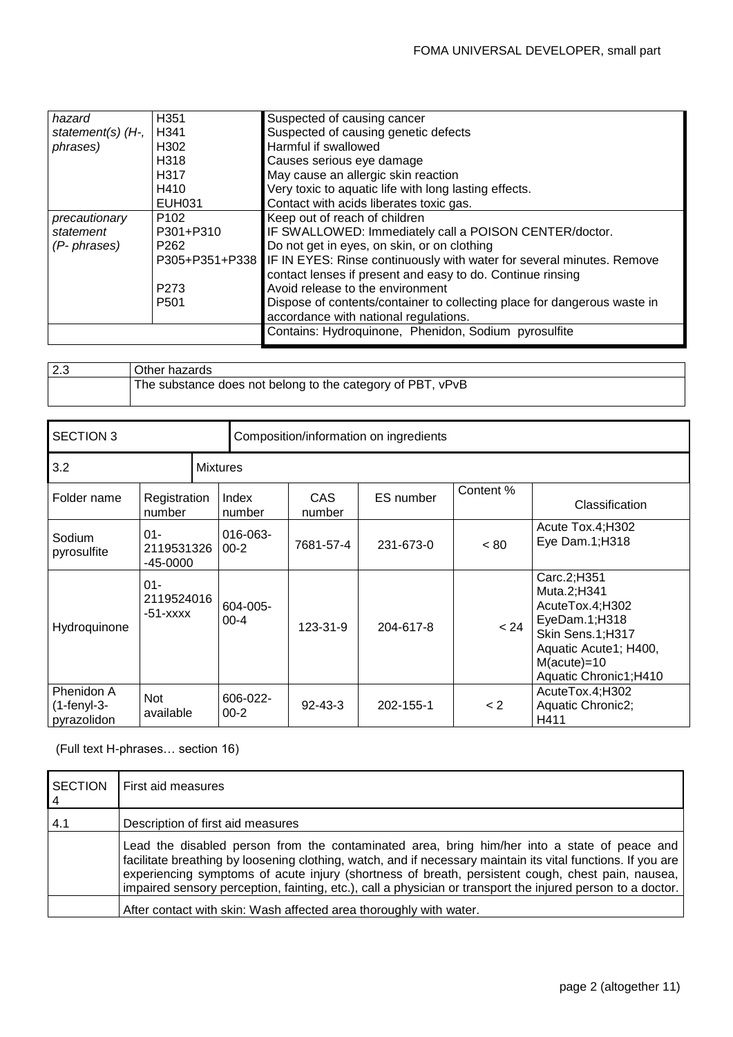| | | |
|---|---|---|
| *hazard statement(s) (H-, phrases)* | H351 | Suspected of causing cancer |
| | H341 | Suspected of causing genetic defects |
| | H302 | Harmful if swallowed |
| | H318 | Causes serious eye damage |
| | H317 | May cause an allergic skin reaction |
| | H410 | Very toxic to aquatic life with long lasting effects. |
| | EUH031 | Contact with acids liberates toxic gas. |
| *precautionary statement (P- phrases)* | P102 | Keep out of reach of children |
| | P301+P310 | IF SWALLOWED: Immediately call a POISON CENTER/doctor. |
| | P262 | Do not get in eyes, on skin, or on clothing |
| | P305+P351+P338 | IF IN EYES: Rinse continuously with water for several minutes. Remove contact lenses if present and easy to do. Continue rinsing |
| | P273 | Avoid release to the environment |
| | P501 | Dispose of contents/container to collecting place for dangerous waste in accordance with national regulations. |
| | | Contains: Hydroquinone, Phenidon, Sodium pyrosulfite |

| 2.3 | Other hazards |
|---|---|
| | The substance does not belong to the category of PBT, vPvB |

| SECTION 3 | Composition/information on ingredients |
|---|---|
| 3.2 | Mixtures |

| Folder name | Registration number | Index number | CAS number | ES number | Content % | Classification |
|---|---|---|---|---|---|---|
| Sodium pyrosulfite | 01-2119531326-45-0000 | 016-063-00-2 | 7681-57-4 | 231-673-0 | < 80 | Acute Tox.4;H302<br>Eye Dam.1;H318 |
| Hydroquinone | 01-2119524016-51-xxxx | 604-005-00-4 | 123-31-9 | 204-617-8 | < 24 | Carc.2;H351<br>Muta.2;H341<br>AcuteTox.4;H302<br>EyeDam.1;H318<br>Skin Sens.1;H317<br>Aquatic Acute1; H400, M(acute)=10<br>Aquatic Chronic1;H410 |
| Phenidon A (1-fenyl-3-pyrazolidon | Not available | 606-022-00-2 | 92-43-3 | 202-155-1 | < 2 | AcuteTox.4;H302<br>Aquatic Chronic2; H411 |

(Full text H-phrases… section 16)

| SECTION 4 | First aid measures |
|---|---|
| 4.1 | Description of first aid measures |
| | Lead the disabled person from the contaminated area, bring him/her into a state of peace and facilitate breathing by loosening clothing, watch, and if necessary maintain its vital functions. If you are experiencing symptoms of acute injury (shortness of breath, persistent cough, chest pain, nausea, impaired sensory perception, fainting, etc.), call a physician or transport the injured person to a doctor. |
| | After contact with skin: Wash affected area thoroughly with water. |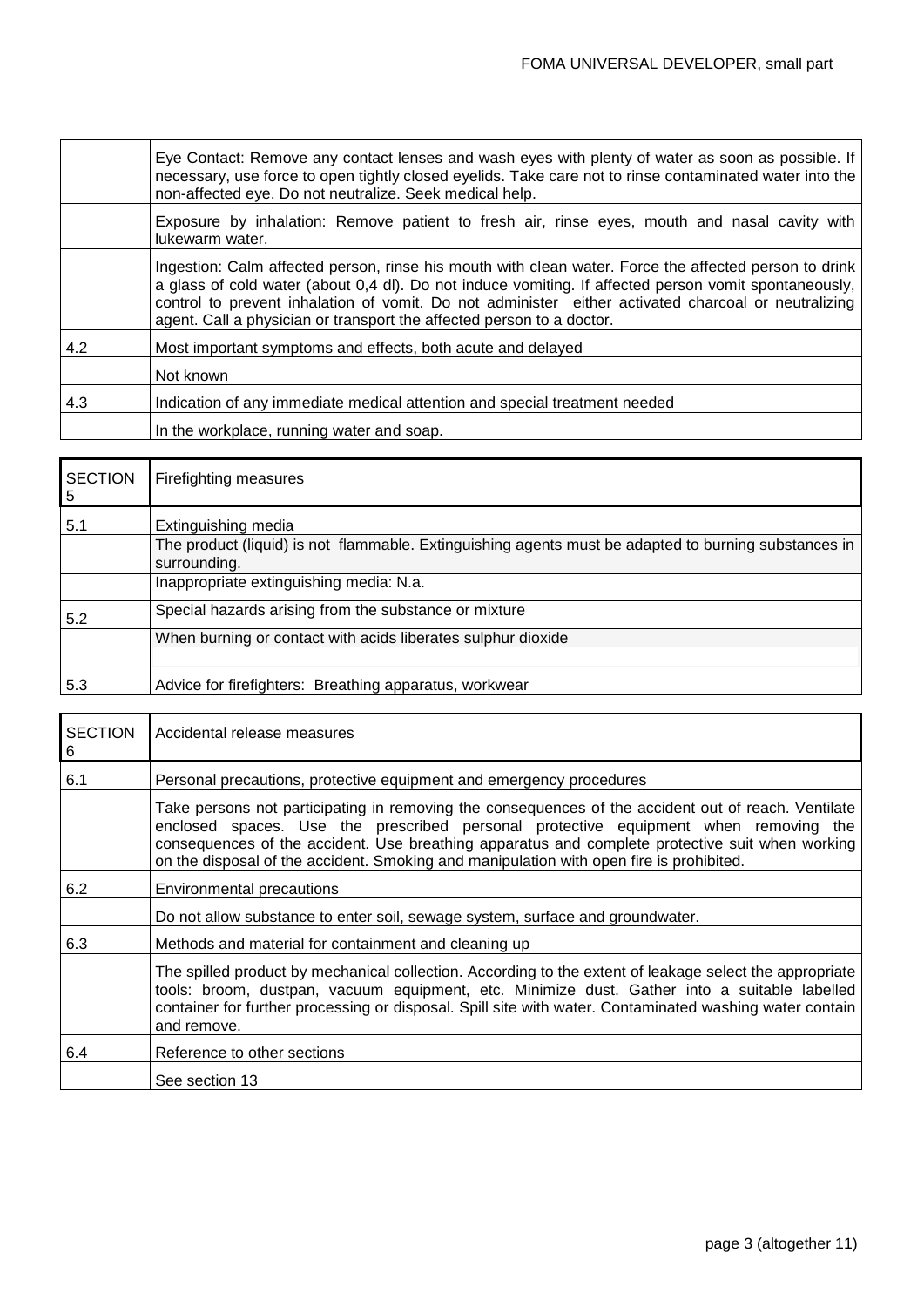| | |
|---|---|
| | Eye Contact: Remove any contact lenses and wash eyes with plenty of water as soon as possible. If necessary, use force to open tightly closed eyelids. Take care not to rinse contaminated water into the non-affected eye. Do not neutralize. Seek medical help. |
| | Exposure by inhalation: Remove patient to fresh air, rinse eyes, mouth and nasal cavity with lukewarm water. |
| | Ingestion: Calm affected person, rinse his mouth with clean water. Force the affected person to drink a glass of cold water (about 0,4 dl). Do not induce vomiting. If affected person vomit spontaneously, control to prevent inhalation of vomit. Do not administer either activated charcoal or neutralizing agent. Call a physician or transport the affected person to a doctor. |
| 4.2 | Most important symptoms and effects, both acute and delayed |
| | Not known |
| 4.3 | Indication of any immediate medical attention and special treatment needed |
| | In the workplace, running water and soap. |

| SECTION 5 | Firefighting measures |
|---|---|
| 5.1 | Extinguishing media |
| | The product (liquid) is not flammable. Extinguishing agents must be adapted to burning substances in surrounding. |
| | Inappropriate extinguishing media: N.a. |
| 5.2 | Special hazards arising from the substance or mixture |
| | When burning or contact with acids liberates sulphur dioxide |
| 5.3 | Advice for firefighters: Breathing apparatus, workwear |

| SECTION 6 | Accidental release measures |
|---|---|
| 6.1 | Personal precautions, protective equipment and emergency procedures |
| | Take persons not participating in removing the consequences of the accident out of reach. Ventilate enclosed spaces. Use the prescribed personal protective equipment when removing the consequences of the accident. Use breathing apparatus and complete protective suit when working on the disposal of the accident. Smoking and manipulation with open fire is prohibited. |
| 6.2 | Environmental precautions |
| | Do not allow substance to enter soil, sewage system, surface and groundwater. |
| 6.3 | Methods and material for containment and cleaning up |
| | The spilled product by mechanical collection. According to the extent of leakage select the appropriate tools: broom, dustpan, vacuum equipment, etc. Minimize dust. Gather into a suitable labelled container for further processing or disposal. Spill site with water. Contaminated washing water contain and remove. |
| 6.4 | Reference to other sections |
| | See section 13 |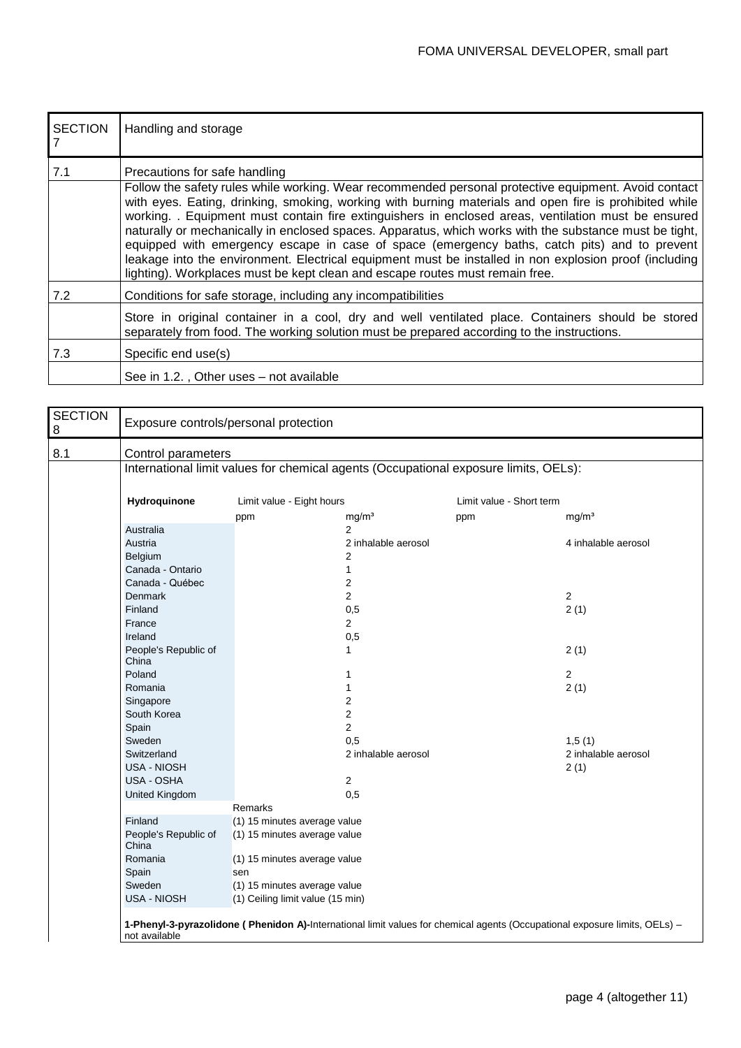| SECTION 7 | Handling and storage |
|---|---|
| 7.1 | Precautions for safe handling |
| | Follow the safety rules while working. Wear recommended personal protective equipment. Avoid contact with eyes. Eating, drinking, smoking, working with burning materials and open fire is prohibited while working. . Equipment must contain fire extinguishers in enclosed areas, ventilation must be ensured naturally or mechanically in enclosed spaces. Apparatus, which works with the substance must be tight, equipped with emergency escape in case of space (emergency baths, catch pits) and to prevent leakage into the environment. Electrical equipment must be installed in non explosion proof (including lighting). Workplaces must be kept clean and escape routes must remain free. |
| 7.2 | Conditions for safe storage, including any incompatibilities |
| | Store in original container in a cool, dry and well ventilated place. Containers should be stored separately from food. The working solution must be prepared according to the instructions. |
| 7.3 | Specific end use(s) |
| | See in 1.2. , Other uses – not available |

| SECTION 8 | Exposure controls/personal protection |
|---|---|
| 8.1 | Control parameters |
| | International limit values for chemical agents (Occupational exposure limits, OELs): |

| **Hydroquinone** | Limit value - Eight hours | | Limit value - Short term | |
|---|---|---|---|---|
| | ppm | mg/m³ | ppm | mg/m³ |
| Australia | | 2 | | |
| Austria | | 2 inhalable aerosol | | 4 inhalable aerosol |
| Belgium | | 2 | | |
| Canada - Ontario | | 1 | | |
| Canada - Québec | | 2 | | |
| Denmark | | 2 | | 2 |
| Finland | | 0,5 | | 2 (1) |
| France | | 2 | | |
| Ireland | | 0,5 | | |
| People's Republic of China | | 1 | | 2 (1) |
| Poland | | 1 | | 2 |
| Romania | | 1 | | 2 (1) |
| Singapore | | 2 | | |
| South Korea | | 2 | | |
| Spain | | 2 | | |
| Sweden | | 0,5 | | 1,5 (1) |
| Switzerland | | 2 inhalable aerosol | | 2 inhalable aerosol |
| USA - NIOSH | | | | 2 (1) |
| USA - OSHA | | 2 | | |
| United Kingdom | | 0,5 | | |

| | Remarks |
|---|---|
| Finland | (1) 15 minutes average value |
| People's Republic of China | (1) 15 minutes average value |
| Romania | (1) 15 minutes average value |
| Spain | sen |
| Sweden | (1) 15 minutes average value |
| USA - NIOSH | (1) Ceiling limit value (15 min) |

**1-Phenyl-3-pyrazolidone ( Phenidon A)-**International limit values for chemical agents (Occupational exposure limits, OELs) – not available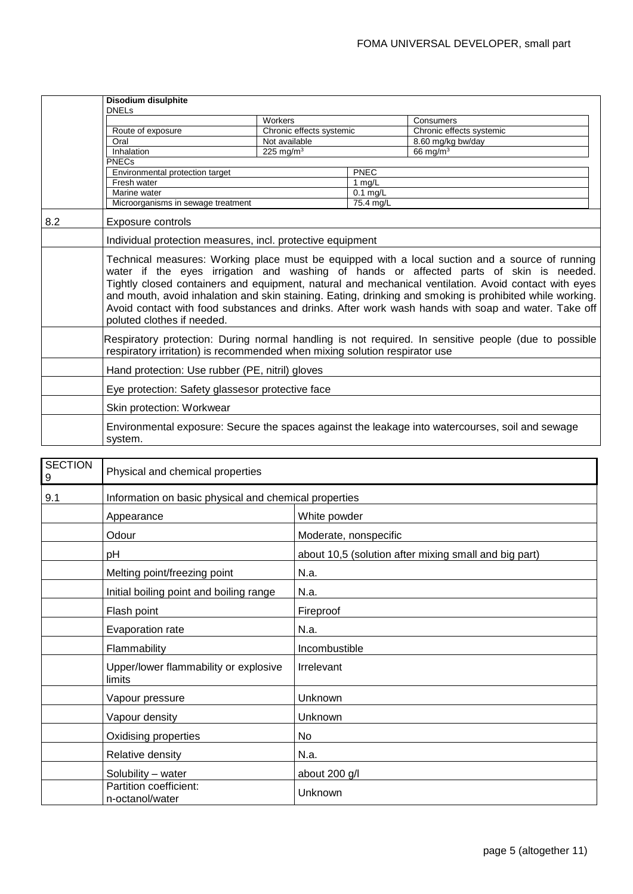**Disodium disulphite**

DNELs

| | Workers | Consumers |
|---|---|---|
| Route of exposure | Chronic effects systemic | Chronic effects systemic |
| Oral | Not available | 8.60 mg/kg bw/day |
| Inhalation | 225 mg/m$^3$ | 66 mg/m$^3$ |

PNECs

| Environmental protection target | PNEC |
|---|---|
| Fresh water | 1 mg/L |
| Marine water | 0.1 mg/L |
| Microorganisms in sewage treatment | 75.4 mg/L |

## 8.2 Exposure controls

Individual protection measures, incl. protective equipment

Technical measures: Working place must be equipped with a local suction and a source of running water if the eyes irrigation and washing of hands or affected parts of skin is needed. Tightly closed containers and equipment, natural and mechanical ventilation. Avoid contact with eyes and mouth, avoid inhalation and skin staining. Eating, drinking and smoking is prohibited while working. Avoid contact with food substances and drinks. After work wash hands with soap and water. Take off poluted clothes if needed.

Respiratory protection: During normal handling is not required. In sensitive people (due to possible respiratory irritation) is recommended when mixing solution respirator use

Hand protection: Use rubber (PE, nitril) gloves

Eye protection: Safety glassesor protective face

Skin protection: Workwear

Environmental exposure: Secure the spaces against the leakage into watercourses, soil and sewage system.

# SECTION 9 Physical and chemical properties

## 9.1 Information on basic physical and chemical properties

| Property | Value |
|---|---|
| Appearance | White powder |
| Odour | Moderate, nonspecific |
| pH | about 10,5 (solution after mixing small and big part) |
| Melting point/freezing point | N.a. |
| Initial boiling point and boiling range | N.a. |
| Flash point | Fireproof |
| Evaporation rate | N.a. |
| Flammability | Incombustible |
| Upper/lower flammability or explosive limits | Irrelevant |
| Vapour pressure | Unknown |
| Vapour density | Unknown |
| Oxidising properties | No |
| Relative density | N.a. |
| Solubility – water | about 200 g/l |
| Partition coefficient: n-octanol/water | Unknown |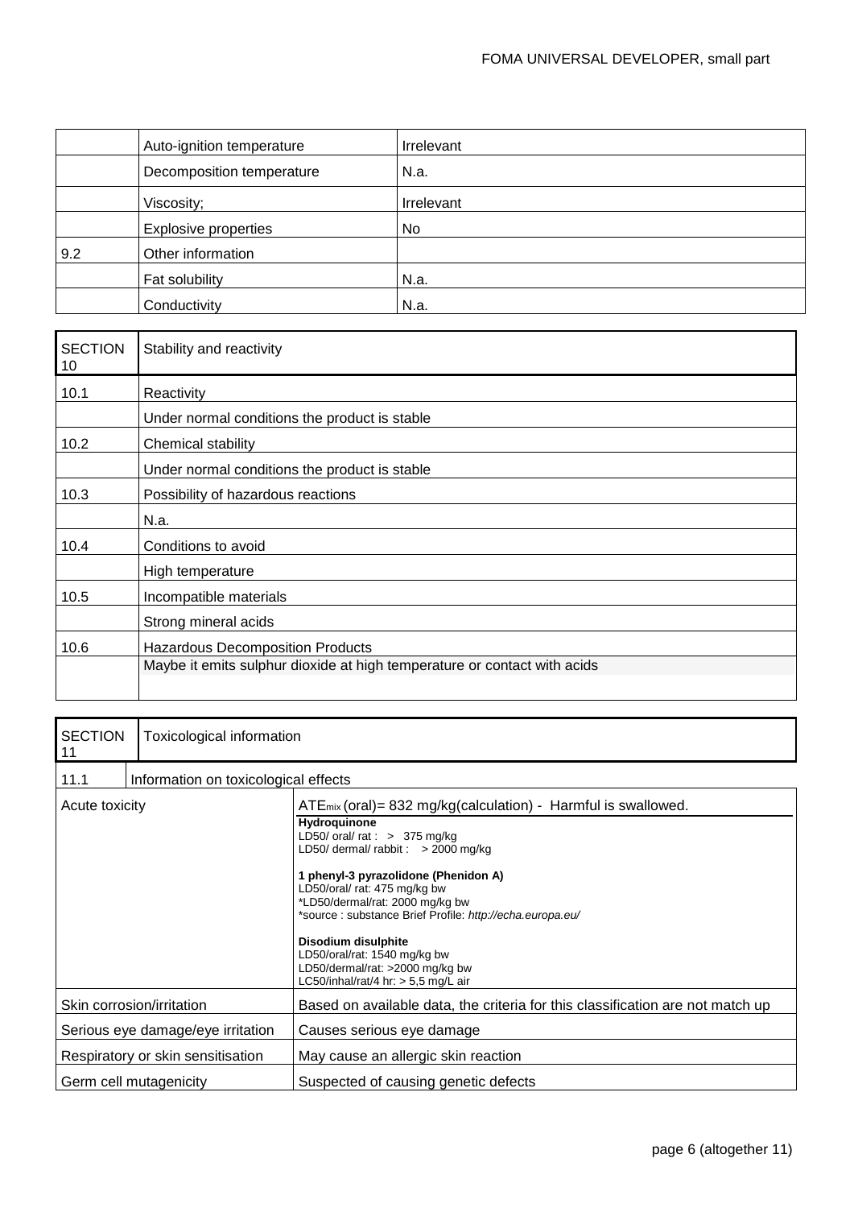| | | |
|---|---|---|
| | Auto-ignition temperature | Irrelevant |
| | Decomposition temperature | N.a. |
| | Viscosity; | Irrelevant |
| | Explosive properties | No |
| 9.2 | Other information | |
| | Fat solubility | N.a. |
| | Conductivity | N.a. |

| SECTION 10 | Stability and reactivity |
|---|---|
| 10.1 | Reactivity |
| | Under normal conditions the product is stable |
| 10.2 | Chemical stability |
| | Under normal conditions the product is stable |
| 10.3 | Possibility of hazardous reactions |
| | N.a. |
| 10.4 | Conditions to avoid |
| | High temperature |
| 10.5 | Incompatible materials |
| | Strong mineral acids |
| 10.6 | Hazardous Decomposition Products |
| | Maybe it emits sulphur dioxide at high temperature or contact with acids |

| SECTION 11 | Toxicological information |
|---|---|
| 11.1 | Information on toxicological effects |

| | |
|---|---|
| Acute toxicity | $ATE_{mix}$ (oral)= 832 mg/kg(calculation) - Harmful is swallowed.<br>**Hydroquinone**<br>LD50/ oral/ rat : > 375 mg/kg<br>LD50/ dermal/ rabbit : > 2000 mg/kg<br><br>**1 phenyl-3 pyrazolidone (Phenidon A)**<br>LD50/oral/ rat: 475 mg/kg bw<br>*LD50/dermal/rat: 2000 mg/kg bw<br>*source : substance Brief Profile: *http://echa.europa.eu/*<br><br>**Disodium disulphite**<br>LD50/oral/rat: 1540 mg/kg bw<br>LD50/dermal/rat: >2000 mg/kg bw<br>LC50/inhal/rat/4 hr: > 5,5 mg/L air |
| Skin corrosion/irritation | Based on available data, the criteria for this classification are not match up |
| Serious eye damage/eye irritation | Causes serious eye damage |
| Respiratory or skin sensitisation | May cause an allergic skin reaction |
| Germ cell mutagenicity | Suspected of causing genetic defects |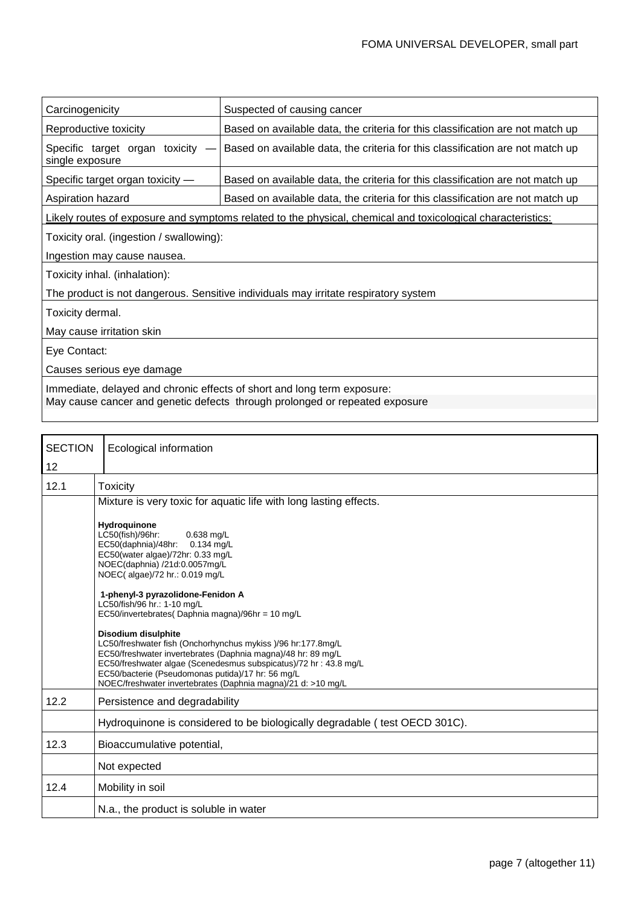| | |
|---|---|
| Carcinogenicity | Suspected of causing cancer |
| Reproductive toxicity | Based on available data, the criteria for this classification are not match up |
| Specific target organ toxicity — single exposure | Based on available data, the criteria for this classification are not match up |
| Specific target organ toxicity — | Based on available data, the criteria for this classification are not match up |
| Aspiration hazard | Based on available data, the criteria for this classification are not match up |

Likely routes of exposure and symptoms related to the physical, chemical and toxicological characteristics:

Toxicity oral. (ingestion / swallowing):

Ingestion may cause nausea.

Toxicity inhal. (inhalation):

The product is not dangerous. Sensitive individuals may irritate respiratory system

Toxicity dermal.

May cause irritation skin

Eye Contact:

Causes serious eye damage

Immediate, delayed and chronic effects of short and long term exposure:
May cause cancer and genetic defects through prolonged or repeated exposure

| SECTION 12 | Ecological information |
|---|---|
| 12.1 | Toxicity |
| | Mixture is very toxic for aquatic life with long lasting effects.<br><br>**Hydroquinone**<br>LC50(fish)/96hr: 0.638 mg/L<br>EC50(daphnia)/48hr: 0.134 mg/L<br>EC50(water algae)/72hr: 0.33 mg/L<br>NOEC(daphnia) /21d:0.0057mg/L<br>NOEC( algae)/72 hr.: 0.019 mg/L<br><br>**1-phenyl-3 pyrazolidone-Fenidon A**<br>LC50/fish/96 hr.: 1-10 mg/L<br>EC50/invertebrates( Daphnia magna)/96hr = 10 mg/L<br><br>**Disodium disulphite**<br>LC50/freshwater fish (Onchorhynchus mykiss )/96 hr:177.8mg/L<br>EC50/freshwater invertebrates (Daphnia magna)/48 hr: 89 mg/L<br>EC50/freshwater algae (Scenedesmus subspicatus)/72 hr : 43.8 mg/L<br>EC50/bacterie (Pseudomonas putida)/17 hr: 56 mg/L<br>NOEC/freshwater invertebrates (Daphnia magna)/21 d: >10 mg/L |
| 12.2 | Persistence and degradability |
| | Hydroquinone is considered to be biologically degradable ( test OECD 301C). |
| 12.3 | Bioaccumulative potential, |
| | Not expected |
| 12.4 | Mobility in soil |
| | N.a., the product is soluble in water |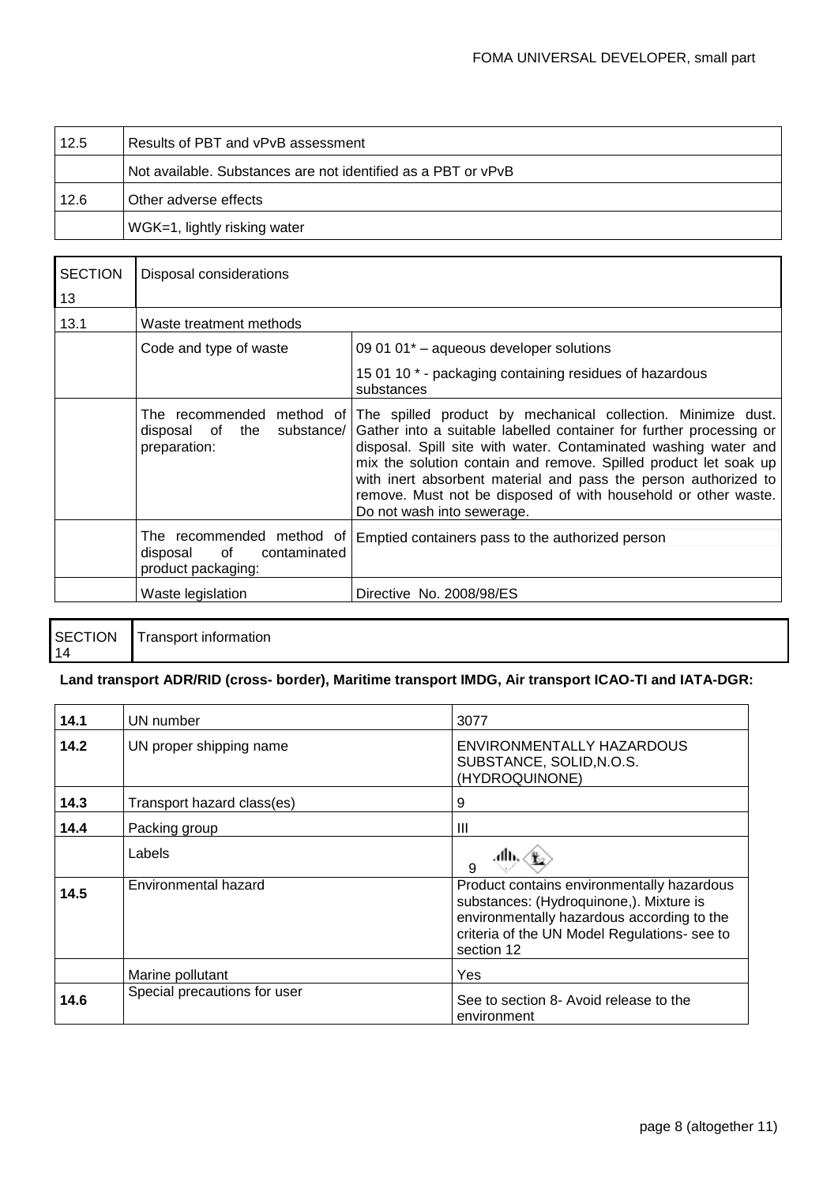| 12.5 | Results of PBT and vPvB assessment |
|---|---|
| | Not available. Substances are not identified as a PBT or vPvB |
| 12.6 | Other adverse effects |
| | WGK=1, lightly risking water |

| SECTION 13 | Disposal considerations | |
|---|---|---|
| 13.1 | Waste treatment methods | |
| | Code and type of waste | 09 01 01* – aqueous developer solutions<br>15 01 10 * - packaging containing residues of hazardous substances |
| | The recommended method of disposal of the substance/ preparation: | The spilled product by mechanical collection. Minimize dust. Gather into a suitable labelled container for further processing or disposal. Spill site with water. Contaminated washing water and mix the solution contain and remove. Spilled product let soak up with inert absorbent material and pass the person authorized to remove. Must not be disposed of with household or other waste. Do not wash into sewerage. |
| | The recommended method of disposal of contaminated product packaging: | Emptied containers pass to the authorized person |
| | Waste legislation | Directive No. 2008/98/ES |

| SECTION 14 | Transport information |
|---|---|

**Land transport ADR/RID (cross- border), Maritime transport IMDG, Air transport ICAO-TI and IATA-DGR:**

| | | |
|---|---|---|
| **14.1** | UN number | 3077 |
| **14.2** | UN proper shipping name | ENVIRONMENTALLY HAZARDOUS SUBSTANCE, SOLID,N.O.S. (HYDROQUINONE) |
| **14.3** | Transport hazard class(es) | 9 |
| **14.4** | Packing group | III |
| | Labels | 9 |
| **14.5** | Environmental hazard | Product contains environmentally hazardous substances: (Hydroquinone,). Mixture is environmentally hazardous according to the criteria of the UN Model Regulations- see to section 12 |
| | Marine pollutant | Yes |
| **14.6** | Special precautions for user | See to section 8- Avoid release to the environment |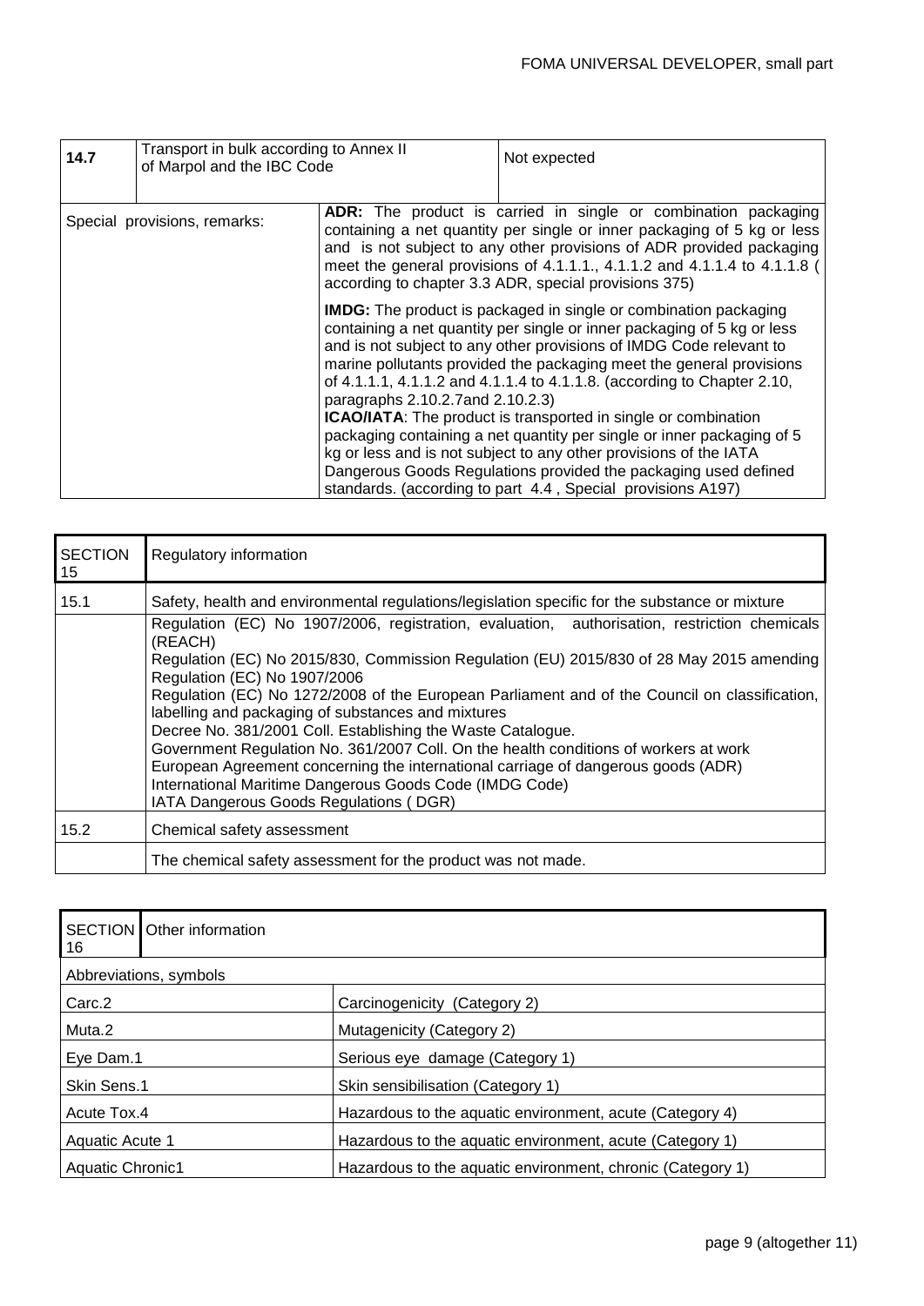| 14.7 | Transport in bulk according to Annex II of Marpol and the IBC Code | Not expected |
|---|---|---|
| Special provisions, remarks: | | **ADR:** The product is carried in single or combination packaging containing a net quantity per single or inner packaging of 5 kg or less and is not subject to any other provisions of ADR provided packaging meet the general provisions of 4.1.1.1., 4.1.1.2 and 4.1.1.4 to 4.1.1.8 ( according to chapter 3.3 ADR, special provisions 375) |
| | | **IMDG:** The product is packaged in single or combination packaging containing a net quantity per single or inner packaging of 5 kg or less and is not subject to any other provisions of IMDG Code relevant to marine pollutants provided the packaging meet the general provisions of 4.1.1.1, 4.1.1.2 and 4.1.1.4 to 4.1.1.8. (according to Chapter 2.10, paragraphs 2.10.2.7and 2.10.2.3)<br>**ICAO/IATA**: The product is transported in single or combination packaging containing a net quantity per single or inner packaging of 5 kg or less and is not subject to any other provisions of the IATA Dangerous Goods Regulations provided the packaging used defined standards. (according to part 4.4 , Special provisions A197) |

| SECTION 15 | Regulatory information |
|---|---|
| 15.1 | Safety, health and environmental regulations/legislation specific for the substance or mixture |
| | Regulation (EC) No 1907/2006, registration, evaluation, authorisation, restriction chemicals (REACH)<br>Regulation (EC) No 2015/830, Commission Regulation (EU) 2015/830 of 28 May 2015 amending Regulation (EC) No 1907/2006<br>Regulation (EC) No 1272/2008 of the European Parliament and of the Council on classification, labelling and packaging of substances and mixtures<br>Decree No. 381/2001 Coll. Establishing the Waste Catalogue.<br>Government Regulation No. 361/2007 Coll. On the health conditions of workers at work<br>European Agreement concerning the international carriage of dangerous goods (ADR)<br>International Maritime Dangerous Goods Code (IMDG Code)<br>IATA Dangerous Goods Regulations ( DGR) |
| 15.2 | Chemical safety assessment |
| | The chemical safety assessment for the product was not made. |

| SECTION 16 | Other information |
|---|---|
| Abbreviations, symbols | |
| Carc.2 | Carcinogenicity (Category 2) |
| Muta.2 | Mutagenicity (Category 2) |
| Eye Dam.1 | Serious eye damage (Category 1) |
| Skin Sens.1 | Skin sensibilisation (Category 1) |
| Acute Tox.4 | Hazardous to the aquatic environment, acute (Category 4) |
| Aquatic Acute 1 | Hazardous to the aquatic environment, acute (Category 1) |
| Aquatic Chronic1 | Hazardous to the aquatic environment, chronic (Category 1) |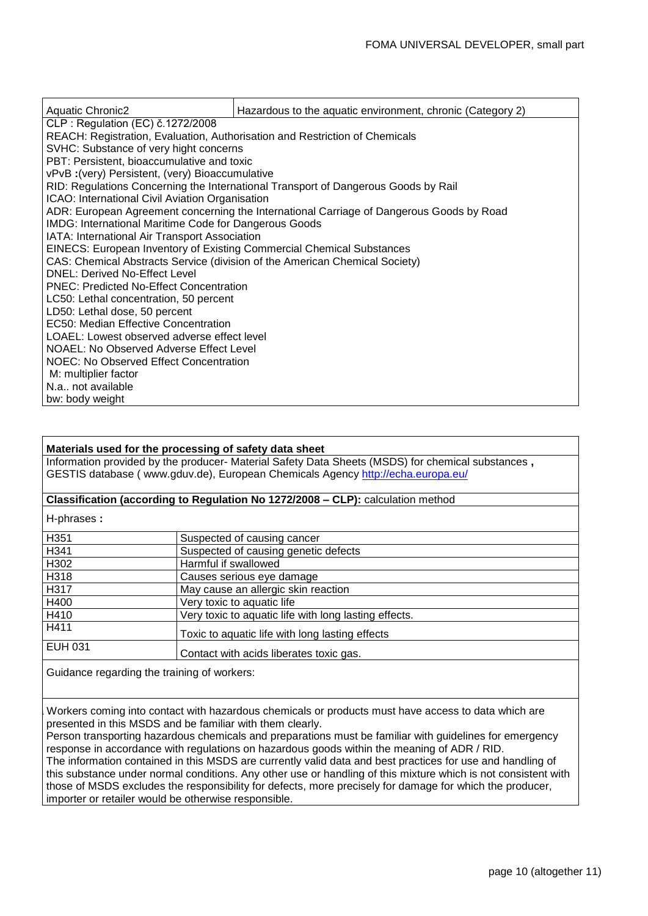| Aquatic Chronic2 | Hazardous to the aquatic environment, chronic (Category 2) |
|---|---|

CLP : Regulation (EC) č.1272/2008
REACH: Registration, Evaluation, Authorisation and Restriction of Chemicals
SVHC: Substance of very hight concerns
PBT: Persistent, bioaccumulative and toxic
vPvB :(very) Persistent, (very) Bioaccumulative
RID: Regulations Concerning the International Transport of Dangerous Goods by Rail
ICAO: International Civil Aviation Organisation
ADR: European Agreement concerning the International Carriage of Dangerous Goods by Road
IMDG: International Maritime Code for Dangerous Goods
IATA: International Air Transport Association
EINECS: European Inventory of Existing Commercial Chemical Substances
CAS: Chemical Abstracts Service (division of the American Chemical Society)
DNEL: Derived No-Effect Level
PNEC: Predicted No-Effect Concentration
LC50: Lethal concentration, 50 percent
LD50: Lethal dose, 50 percent
EC50: Median Effective Concentration
LOAEL: Lowest observed adverse effect level
NOAEL: No Observed Adverse Effect Level
NOEC: No Observed Effect Concentration
M: multiplier factor
N.a.. not available
bw: body weight

**Materials used for the processing of safety data sheet**

Information provided by the producer- Material Safety Data Sheets (MSDS) for chemical substances **,** GESTIS database ( www.gduv.de), European Chemicals Agency http://echa.europa.eu/

**Classification (according to Regulation No 1272/2008 – CLP):** calculation method

H-phrases **:**

| H351 | Suspected of causing cancer |
|---|---|
| H341 | Suspected of causing genetic defects |
| H302 | Harmful if swallowed |
| H318 | Causes serious eye damage |
| H317 | May cause an allergic skin reaction |
| H400 | Very toxic to aquatic life |
| H410 | Very toxic to aquatic life with long lasting effects. |
| H411 | Toxic to aquatic life with long lasting effects |
| EUH 031 | Contact with acids liberates toxic gas. |

Guidance regarding the training of workers:

Workers coming into contact with hazardous chemicals or products must have access to data which are presented in this MSDS and be familiar with them clearly.
Person transporting hazardous chemicals and preparations must be familiar with guidelines for emergency response in accordance with regulations on hazardous goods within the meaning of ADR / RID.
The information contained in this MSDS are currently valid data and best practices for use and handling of this substance under normal conditions. Any other use or handling of this mixture which is not consistent with those of MSDS excludes the responsibility for defects, more precisely for damage for which the producer, importer or retailer would be otherwise responsible.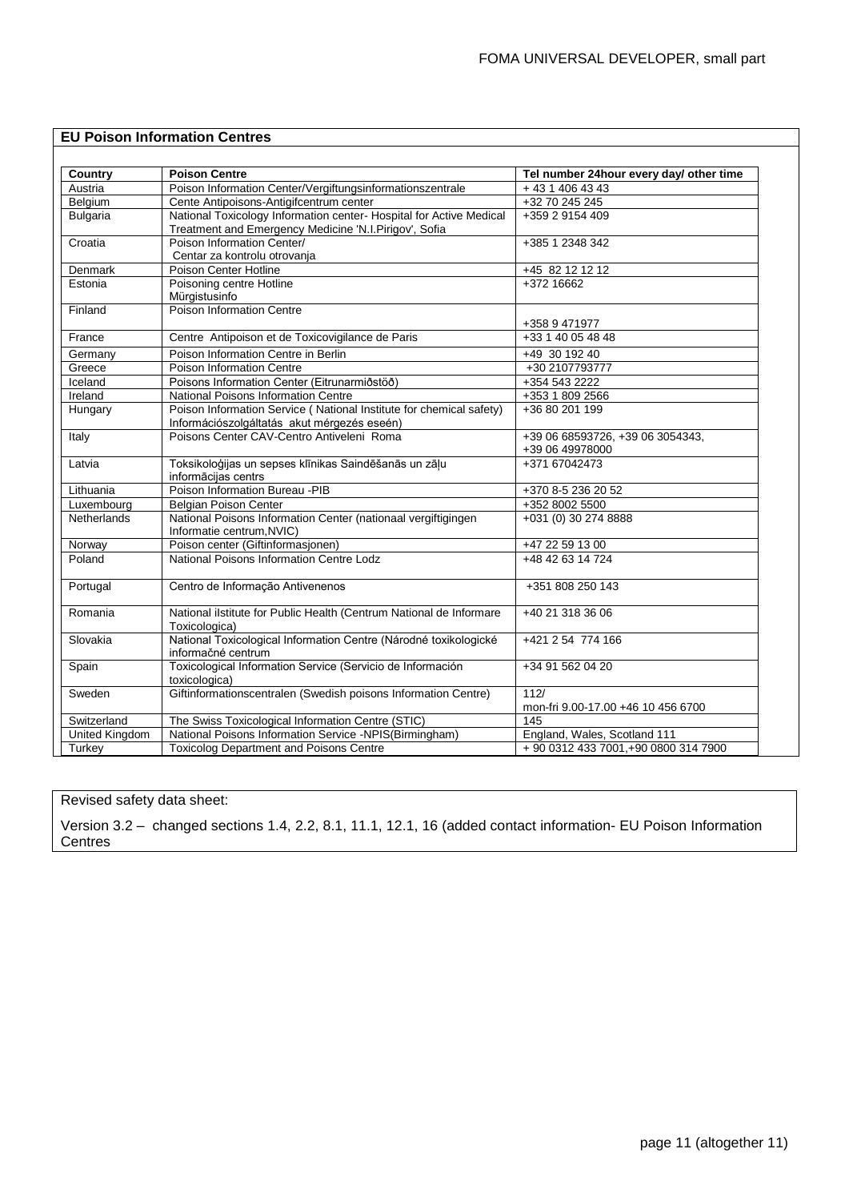## EU Poison Information Centres

| Country | Poison Centre | Tel number 24hour every day/ other time |
|---|---|---|
| Austria | Poison Information Center/Vergiftungsinformationszentrale | + 43 1 406 43 43 |
| Belgium | Cente Antipoisons-Antigifcentrum center | +32 70 245 245 |
| Bulgaria | National Toxicology Information center- Hospital for Active Medical Treatment and Emergency Medicine 'N.I.Pirigov', Sofia | +359 2 9154 409 |
| Croatia | Poison Information Center/ Centar za kontrolu otrovanja | +385 1 2348 342 |
| Denmark | Poison Center Hotline | +45 82 12 12 12 |
| Estonia | Poisoning centre Hotline Mürgistusinfo | +372 16662 |
| Finland | Poison Information Centre | +358 9 471977 |
| France | Centre Antipoison et de Toxicovigilance de Paris | +33 1 40 05 48 48 |
| Germany | Poison Information Centre in Berlin | +49 30 192 40 |
| Greece | Poison Information Centre | +30 2107793777 |
| Iceland | Poisons Information Center (Eitrunarmiðstöð) | +354 543 2222 |
| Ireland | National Poisons Information Centre | +353 1 809 2566 |
| Hungary | Poison Information Service ( National Institute for chemical safety) Információszolgáltatás akut mérgezés eseén) | +36 80 201 199 |
| Italy | Poisons Center CAV-Centro Antiveleni Roma | +39 06 68593726, +39 06 3054343, +39 06 49978000 |
| Latvia | Toksikoloģijas un sepses klīnikas Saindēšanās un zāļu informācijas centrs | +371 67042473 |
| Lithuania | Poison Information Bureau -PIB | +370 8-5 236 20 52 |
| Luxembourg | Belgian Poison Center | +352 8002 5500 |
| Netherlands | National Poisons Information Center (nationaal vergiftigingen Informatie centrum,NVIC) | +031 (0) 30 274 8888 |
| Norway | Poison center (Giftinformasjonen) | +47 22 59 13 00 |
| Poland | National Poisons Information Centre Lodz | +48 42 63 14 724 |
| Portugal | Centro de Informação Antivenenos | +351 808 250 143 |
| Romania | National iIstitute for Public Health (Centrum National de Informare Toxicologica) | +40 21 318 36 06 |
| Slovakia | National Toxicological Information Centre (Národné toxikologické informačné centrum | +421 2 54 774 166 |
| Spain | Toxicological Information Service (Servicio de Información toxicologica) | +34 91 562 04 20 |
| Sweden | Giftinformationscentralen (Swedish poisons Information Centre) | 112/ mon-fri 9.00-17.00 +46 10 456 6700 |
| Switzerland | The Swiss Toxicological Information Centre (STIC) | 145 |
| United Kingdom | National Poisons Information Service -NPIS(Birmingham) | England, Wales, Scotland 111 |
| Turkey | Toxicolog Department and Poisons Centre | + 90 0312 433 7001,+90 0800 314 7900 |

Revised safety data sheet:

Version 3.2 – changed sections 1.4, 2.2, 8.1, 11.1, 12.1, 16 (added contact information- EU Poison Information Centres